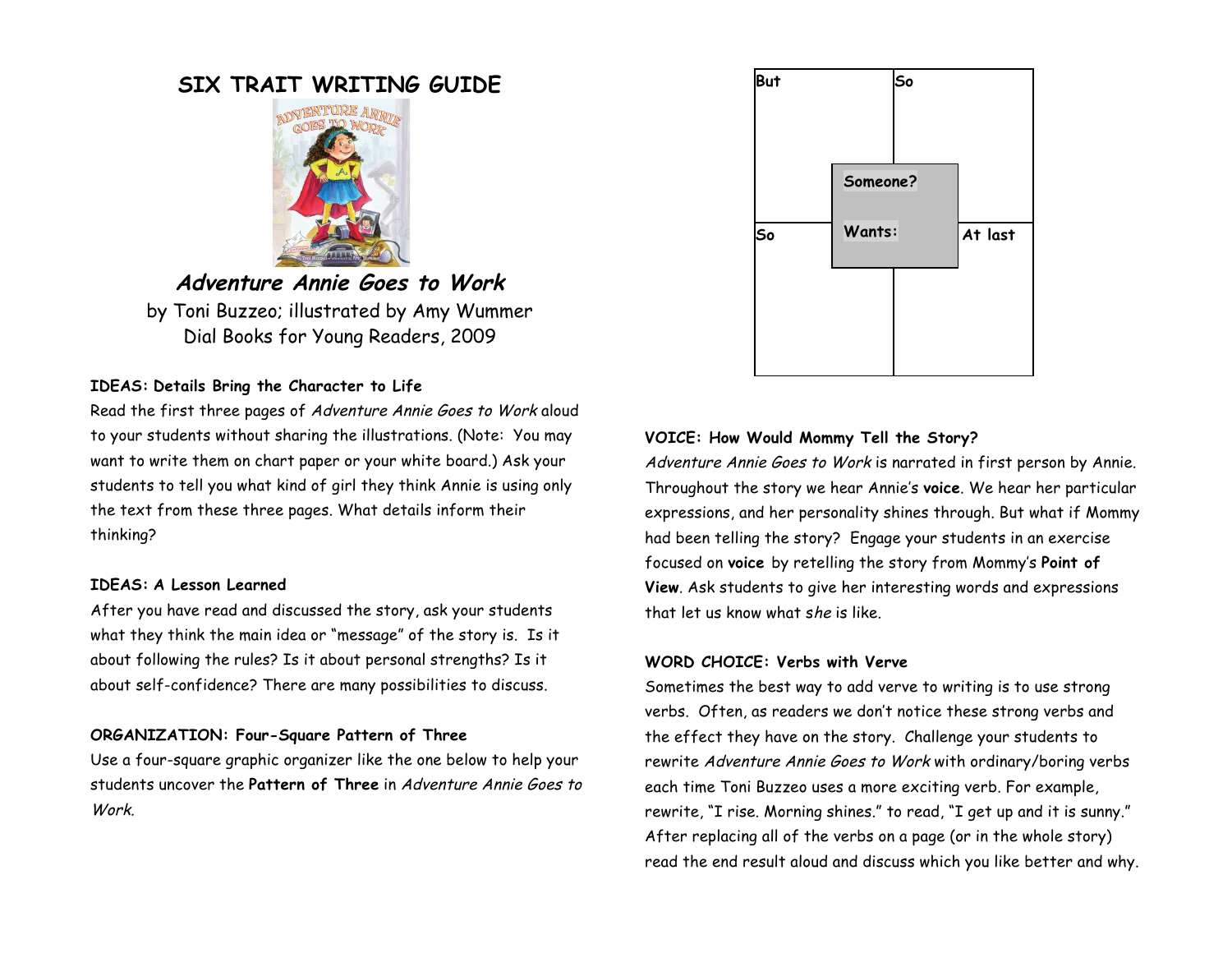# SIX TRAIT WRITING GUIDE

## *Adventure Annie Goes to Work*

by Toni Buzzeo; illustrated by Amy Wummer
Dial Books for Young Readers, 2009

**IDEAS: Details Bring the Character to Life**

Read the first three pages of *Adventure Annie Goes to Work* aloud to your students without sharing the illustrations. (Note: You may want to write them on chart paper or your white board.) Ask your students to tell you what kind of girl they think Annie is using only the text from these three pages. What details inform their thinking?

**IDEAS: A Lesson Learned**

After you have read and discussed the story, ask your students what they think the main idea or "message" of the story is. Is it about following the rules? Is it about personal strengths? Is it about self-confidence? There are many possibilities to discuss.

**ORGANIZATION: Four-Square Pattern of Three**

Use a four-square graphic organizer like the one below to help your students uncover the **Pattern of Three** in *Adventure Annie Goes to Work.*

| But | So |
|---|---|
| So | At last |

Center box: Someone? Wants:

**VOICE: How Would Mommy Tell the Story?**

*Adventure Annie Goes to Work* is narrated in first person by Annie. Throughout the story we hear Annie's **voice**. We hear her particular expressions, and her personality shines through. But what if Mommy had been telling the story? Engage your students in an exercise focused on **voice** by retelling the story from Mommy's **Point of View**. Ask students to give her interesting words and expressions that let us know what *she* is like.

**WORD CHOICE: Verbs with Verve**

Sometimes the best way to add verve to writing is to use strong verbs. Often, as readers we don't notice these strong verbs and the effect they have on the story. Challenge your students to rewrite *Adventure Annie Goes to Work* with ordinary/boring verbs each time Toni Buzzeo uses a more exciting verb. For example, rewrite, "I rise. Morning shines." to read, "I get up and it is sunny." After replacing all of the verbs on a page (or in the whole story) read the end result aloud and discuss which you like better and why.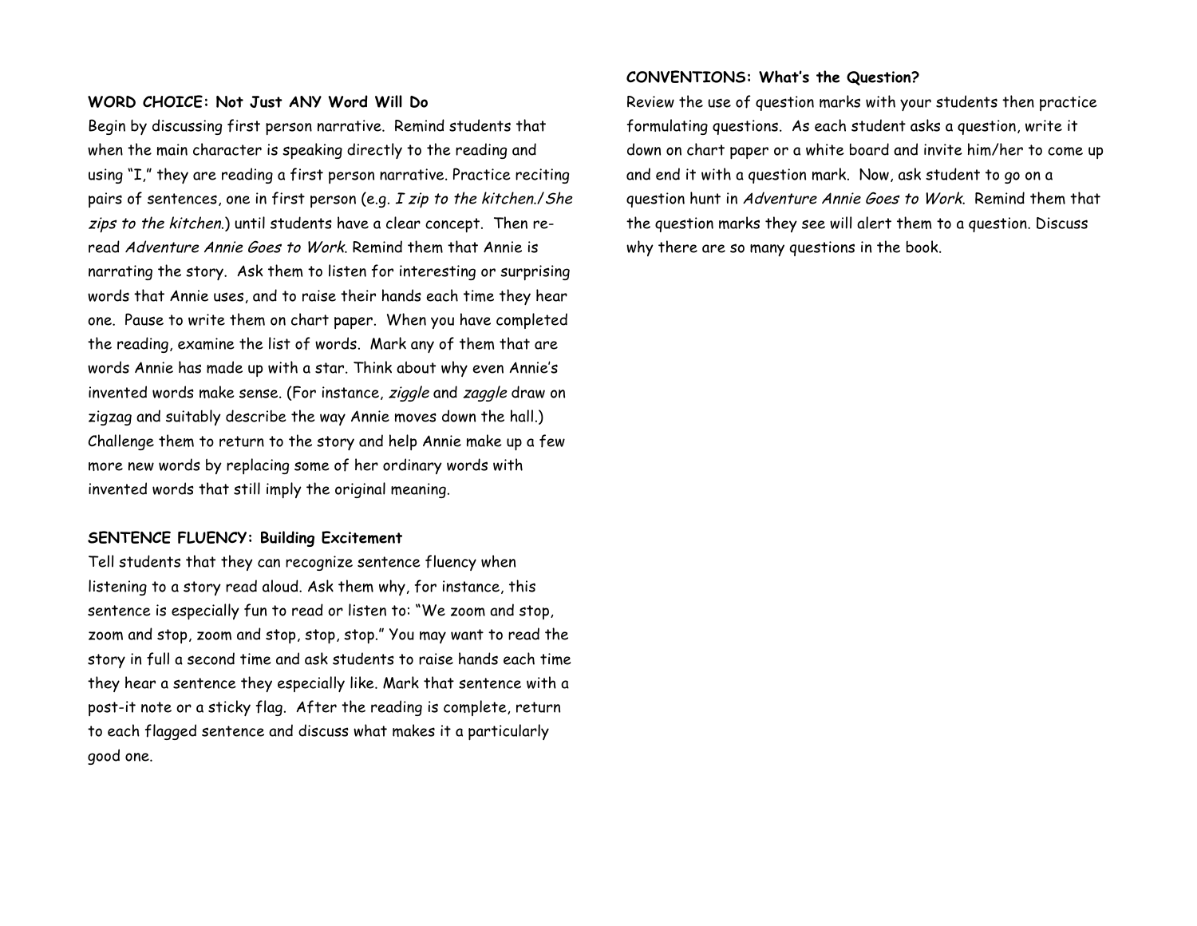**WORD CHOICE: Not Just ANY Word Will Do**

Begin by discussing first person narrative. Remind students that when the main character is speaking directly to the reading and using "I," they are reading a first person narrative. Practice reciting pairs of sentences, one in first person (e.g. *I zip to the kitchen./ She zips to the kitchen.*) until students have a clear concept. Then re-read *Adventure Annie Goes to Work*. Remind them that Annie is narrating the story. Ask them to listen for interesting or surprising words that Annie uses, and to raise their hands each time they hear one. Pause to write them on chart paper. When you have completed the reading, examine the list of words. Mark any of them that are words Annie has made up with a star. Think about why even Annie's invented words make sense. (For instance, *ziggle* and *zaggle* draw on zigzag and suitably describe the way Annie moves down the hall.) Challenge them to return to the story and help Annie make up a few more new words by replacing some of her ordinary words with invented words that still imply the original meaning.

**SENTENCE FLUENCY: Building Excitement**

Tell students that they can recognize sentence fluency when listening to a story read aloud. Ask them why, for instance, this sentence is especially fun to read or listen to: "We zoom and stop, zoom and stop, zoom and stop, stop, stop." You may want to read the story in full a second time and ask students to raise hands each time they hear a sentence they especially like. Mark that sentence with a post-it note or a sticky flag. After the reading is complete, return to each flagged sentence and discuss what makes it a particularly good one.

**CONVENTIONS: What's the Question?**

Review the use of question marks with your students then practice formulating questions. As each student asks a question, write it down on chart paper or a white board and invite him/her to come up and end it with a question mark. Now, ask student to go on a question hunt in *Adventure Annie Goes to Work*. Remind them that the question marks they see will alert them to a question. Discuss why there are so many questions in the book.